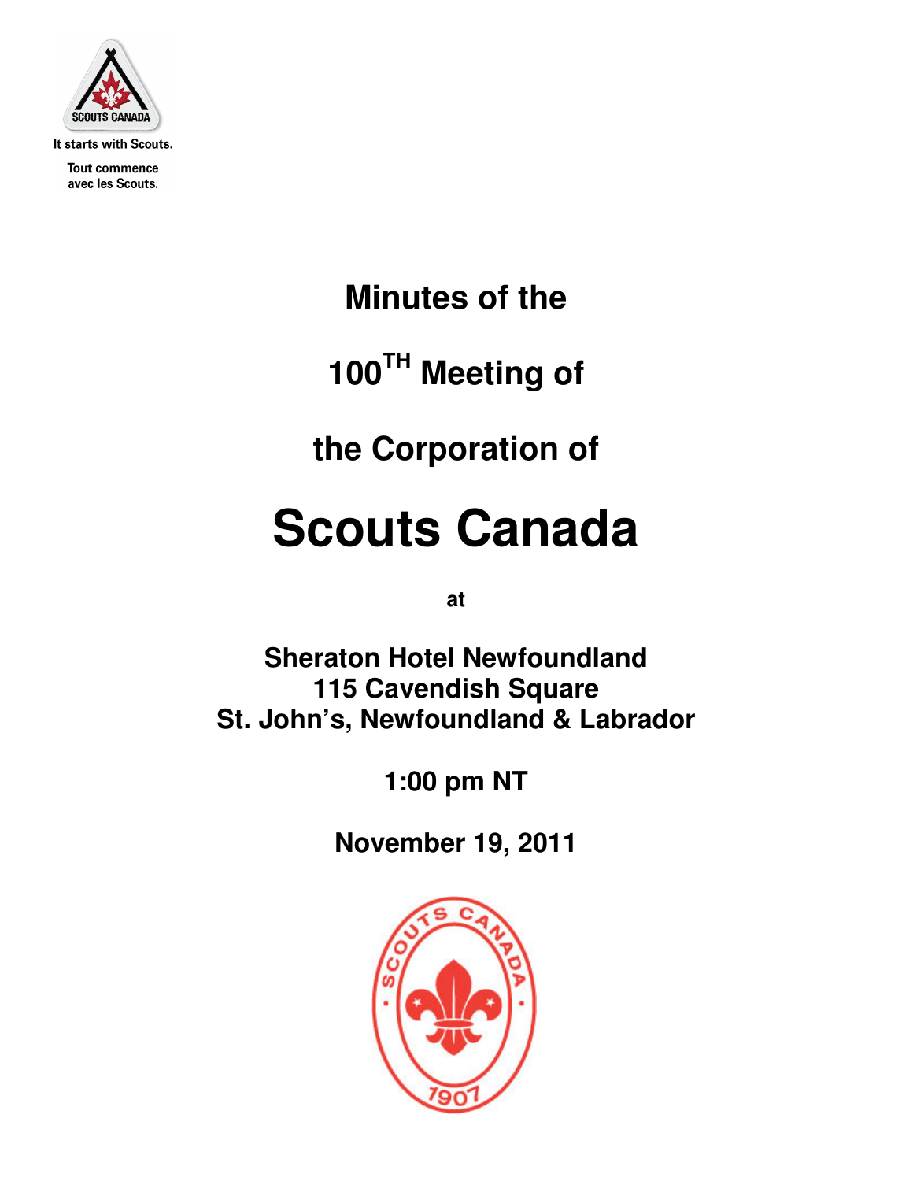It starts with Scouts.

Tout commence avec les Scouts.

# Minutes of the

# 100TH Meeting of

# the Corporation of

# Scouts Canada

**at**

**Sheraton Hotel Newfoundland**
**115 Cavendish Square**
**St. John's, Newfoundland & Labrador**

**1:00 pm NT**

**November 19, 2011**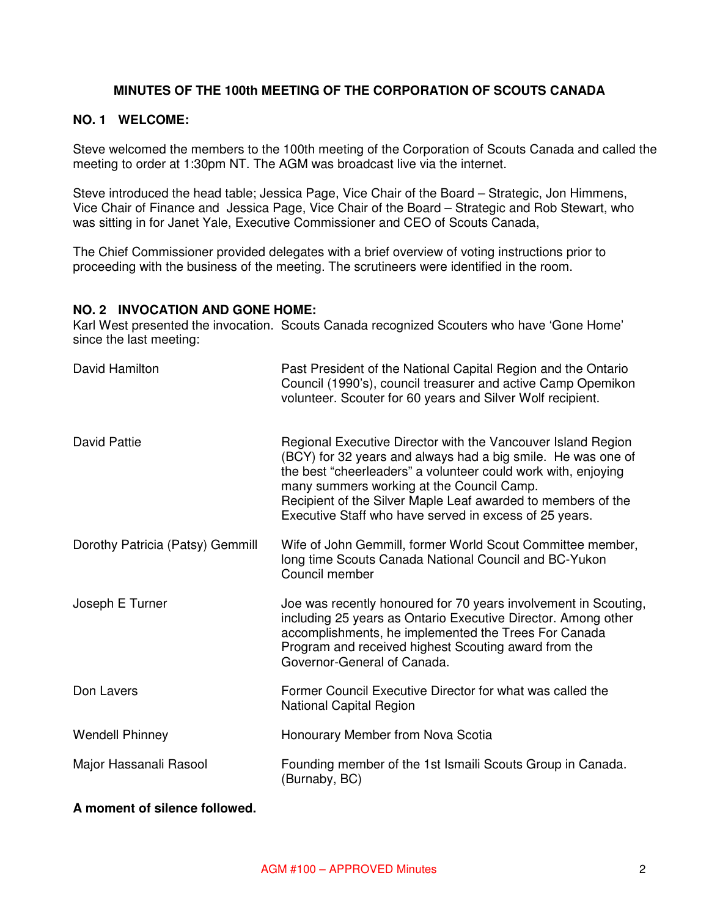## MINUTES OF THE 100th MEETING OF THE CORPORATION OF SCOUTS CANADA

### NO. 1 WELCOME:

Steve welcomed the members to the 100th meeting of the Corporation of Scouts Canada and called the meeting to order at 1:30pm NT. The AGM was broadcast live via the internet.

Steve introduced the head table; Jessica Page, Vice Chair of the Board – Strategic, Jon Himmens, Vice Chair of Finance and Jessica Page, Vice Chair of the Board – Strategic and Rob Stewart, who was sitting in for Janet Yale, Executive Commissioner and CEO of Scouts Canada,

The Chief Commissioner provided delegates with a brief overview of voting instructions prior to proceeding with the business of the meeting. The scrutineers were identified in the room.

### NO. 2 INVOCATION AND GONE HOME:

Karl West presented the invocation. Scouts Canada recognized Scouters who have 'Gone Home' since the last meeting:

| | |
|---|---|
| David Hamilton | Past President of the National Capital Region and the Ontario Council (1990's), council treasurer and active Camp Opemikon volunteer. Scouter for 60 years and Silver Wolf recipient. |
| David Pattie | Regional Executive Director with the Vancouver Island Region (BCY) for 32 years and always had a big smile. He was one of the best "cheerleaders" a volunteer could work with, enjoying many summers working at the Council Camp. Recipient of the Silver Maple Leaf awarded to members of the Executive Staff who have served in excess of 25 years. |
| Dorothy Patricia (Patsy) Gemmill | Wife of John Gemmill, former World Scout Committee member, long time Scouts Canada National Council and BC-Yukon Council member |
| Joseph E Turner | Joe was recently honoured for 70 years involvement in Scouting, including 25 years as Ontario Executive Director. Among other accomplishments, he implemented the Trees For Canada Program and received highest Scouting award from the Governor-General of Canada. |
| Don Lavers | Former Council Executive Director for what was called the National Capital Region |
| Wendell Phinney | Honourary Member from Nova Scotia |
| Major Hassanali Rasool | Founding member of the 1st Ismaili Scouts Group in Canada. (Burnaby, BC) |

**A moment of silence followed.**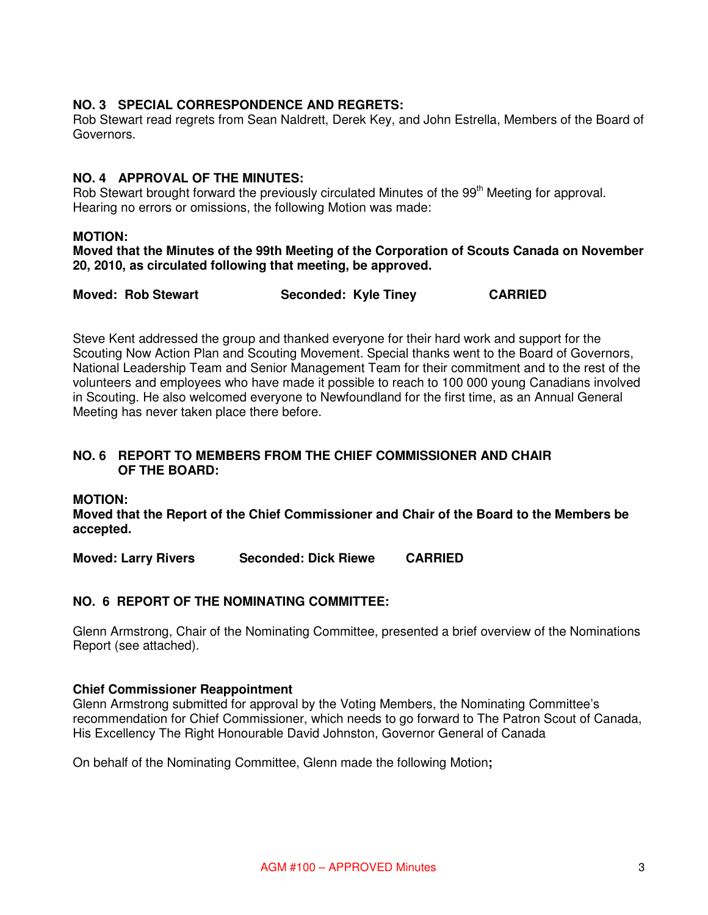## NO. 3 SPECIAL CORRESPONDENCE AND REGRETS:

Rob Stewart read regrets from Sean Naldrett, Derek Key, and John Estrella, Members of the Board of Governors.

## NO. 4 APPROVAL OF THE MINUTES:

Rob Stewart brought forward the previously circulated Minutes of the 99th Meeting for approval. Hearing no errors or omissions, the following Motion was made:

**MOTION:**
**Moved that the Minutes of the 99th Meeting of the Corporation of Scouts Canada on November 20, 2010, as circulated following that meeting, be approved.**

**Moved: Rob Stewart Seconded: Kyle Tiney CARRIED**

Steve Kent addressed the group and thanked everyone for their hard work and support for the Scouting Now Action Plan and Scouting Movement. Special thanks went to the Board of Governors, National Leadership Team and Senior Management Team for their commitment and to the rest of the volunteers and employees who have made it possible to reach to 100 000 young Canadians involved in Scouting. He also welcomed everyone to Newfoundland for the first time, as an Annual General Meeting has never taken place there before.

## NO. 6 REPORT TO MEMBERS FROM THE CHIEF COMMISSIONER AND CHAIR OF THE BOARD:

**MOTION:**
**Moved that the Report of the Chief Commissioner and Chair of the Board to the Members be accepted.**

**Moved: Larry Rivers Seconded: Dick Riewe CARRIED**

## NO. 6 REPORT OF THE NOMINATING COMMITTEE:

Glenn Armstrong, Chair of the Nominating Committee, presented a brief overview of the Nominations Report (see attached).

**Chief Commissioner Reappointment**

Glenn Armstrong submitted for approval by the Voting Members, the Nominating Committee's recommendation for Chief Commissioner, which needs to go forward to The Patron Scout of Canada, His Excellency The Right Honourable David Johnston, Governor General of Canada

On behalf of the Nominating Committee, Glenn made the following Motion**;**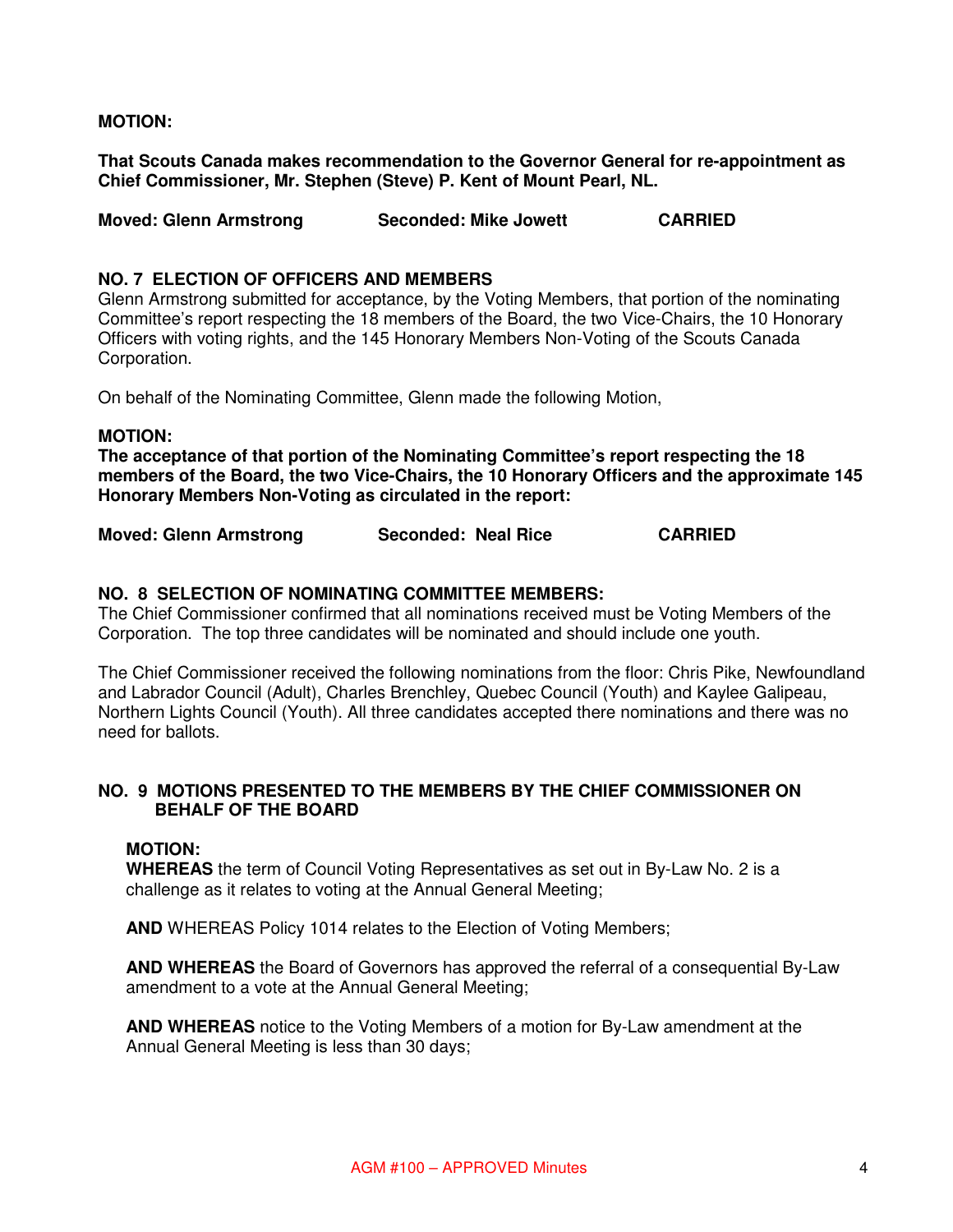**MOTION:**

**That Scouts Canada makes recommendation to the Governor General for re-appointment as Chief Commissioner, Mr. Stephen (Steve) P. Kent of Mount Pearl, NL.**

**Moved: Glenn Armstrong Seconded: Mike Jowett CARRIED**

## NO. 7 ELECTION OF OFFICERS AND MEMBERS

Glenn Armstrong submitted for acceptance, by the Voting Members, that portion of the nominating Committee's report respecting the 18 members of the Board, the two Vice-Chairs, the 10 Honorary Officers with voting rights, and the 145 Honorary Members Non-Voting of the Scouts Canada Corporation.

On behalf of the Nominating Committee, Glenn made the following Motion,

**MOTION:**

**The acceptance of that portion of the Nominating Committee's report respecting the 18 members of the Board, the two Vice-Chairs, the 10 Honorary Officers and the approximate 145 Honorary Members Non-Voting as circulated in the report:**

**Moved: Glenn Armstrong Seconded: Neal Rice CARRIED**

## NO. 8 SELECTION OF NOMINATING COMMITTEE MEMBERS:

The Chief Commissioner confirmed that all nominations received must be Voting Members of the Corporation. The top three candidates will be nominated and should include one youth.

The Chief Commissioner received the following nominations from the floor: Chris Pike, Newfoundland and Labrador Council (Adult), Charles Brenchley, Quebec Council (Youth) and Kaylee Galipeau, Northern Lights Council (Youth). All three candidates accepted there nominations and there was no need for ballots.

## NO. 9 MOTIONS PRESENTED TO THE MEMBERS BY THE CHIEF COMMISSIONER ON BEHALF OF THE BOARD

**MOTION:**

**WHEREAS** the term of Council Voting Representatives as set out in By-Law No. 2 is a challenge as it relates to voting at the Annual General Meeting;

**AND** WHEREAS Policy 1014 relates to the Election of Voting Members;

**AND WHEREAS** the Board of Governors has approved the referral of a consequential By-Law amendment to a vote at the Annual General Meeting;

**AND WHEREAS** notice to the Voting Members of a motion for By-Law amendment at the Annual General Meeting is less than 30 days;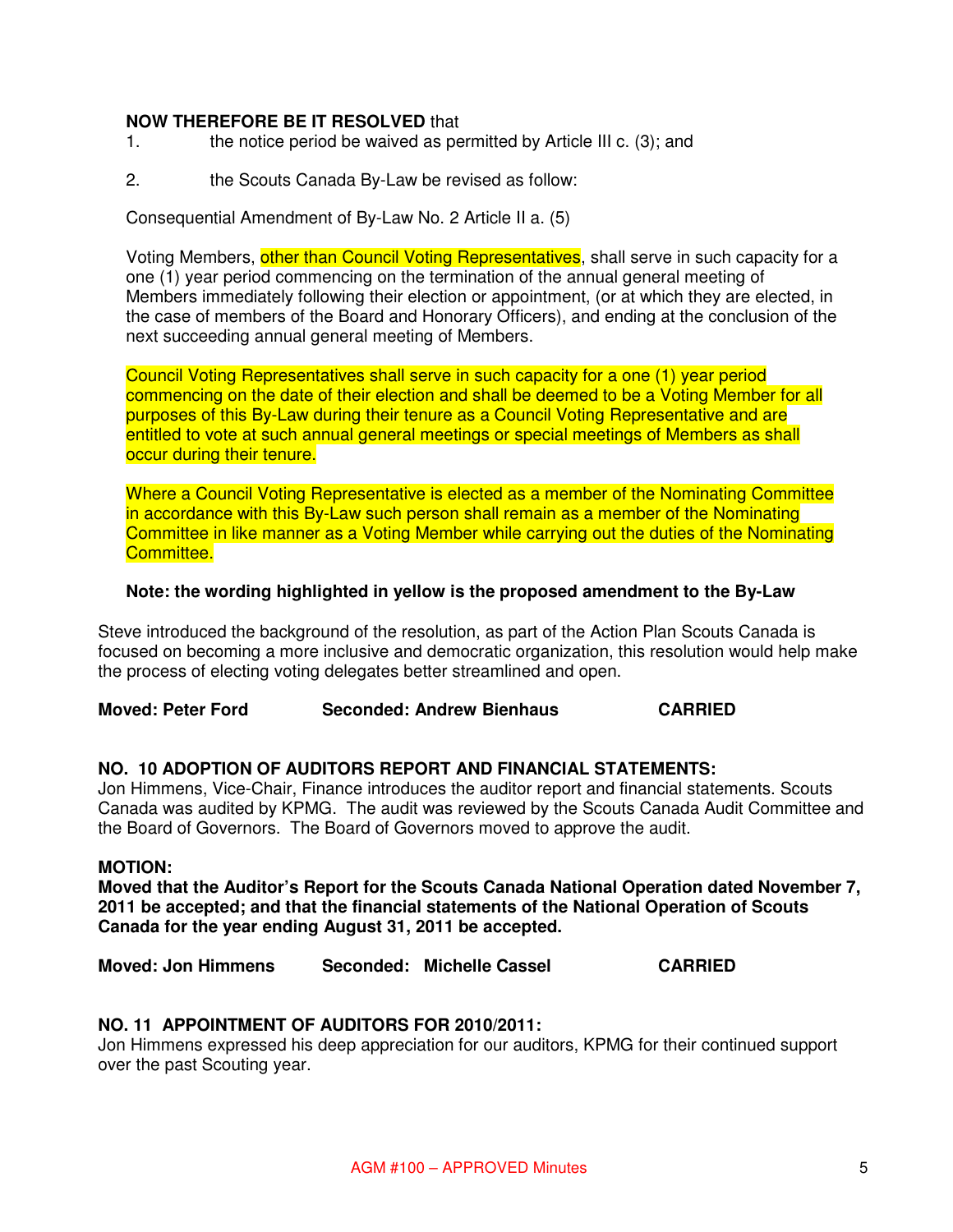**NOW THEREFORE BE IT RESOLVED** that

1. the notice period be waived as permitted by Article III c. (3); and

2. the Scouts Canada By-Law be revised as follow:

Consequential Amendment of By-Law No. 2 Article II a. (5)

Voting Members, other than Council Voting Representatives, shall serve in such capacity for a one (1) year period commencing on the termination of the annual general meeting of Members immediately following their election or appointment, (or at which they are elected, in the case of members of the Board and Honorary Officers), and ending at the conclusion of the next succeeding annual general meeting of Members.

Council Voting Representatives shall serve in such capacity for a one (1) year period commencing on the date of their election and shall be deemed to be a Voting Member for all purposes of this By-Law during their tenure as a Council Voting Representative and are entitled to vote at such annual general meetings or special meetings of Members as shall occur during their tenure.

Where a Council Voting Representative is elected as a member of the Nominating Committee in accordance with this By-Law such person shall remain as a member of the Nominating Committee in like manner as a Voting Member while carrying out the duties of the Nominating Committee.

**Note: the wording highlighted in yellow is the proposed amendment to the By-Law**

Steve introduced the background of the resolution, as part of the Action Plan Scouts Canada is focused on becoming a more inclusive and democratic organization, this resolution would help make the process of electing voting delegates better streamlined and open.

**Moved: Peter Ford** **Seconded: Andrew Bienhaus** **CARRIED**

**NO. 10 ADOPTION OF AUDITORS REPORT AND FINANCIAL STATEMENTS:**

Jon Himmens, Vice-Chair, Finance introduces the auditor report and financial statements. Scouts Canada was audited by KPMG. The audit was reviewed by the Scouts Canada Audit Committee and the Board of Governors. The Board of Governors moved to approve the audit.

**MOTION:**

**Moved that the Auditor's Report for the Scouts Canada National Operation dated November 7, 2011 be accepted; and that the financial statements of the National Operation of Scouts Canada for the year ending August 31, 2011 be accepted.**

**Moved: Jon Himmens** **Seconded: Michelle Cassel** **CARRIED**

**NO. 11 APPOINTMENT OF AUDITORS FOR 2010/2011:**

Jon Himmens expressed his deep appreciation for our auditors, KPMG for their continued support over the past Scouting year.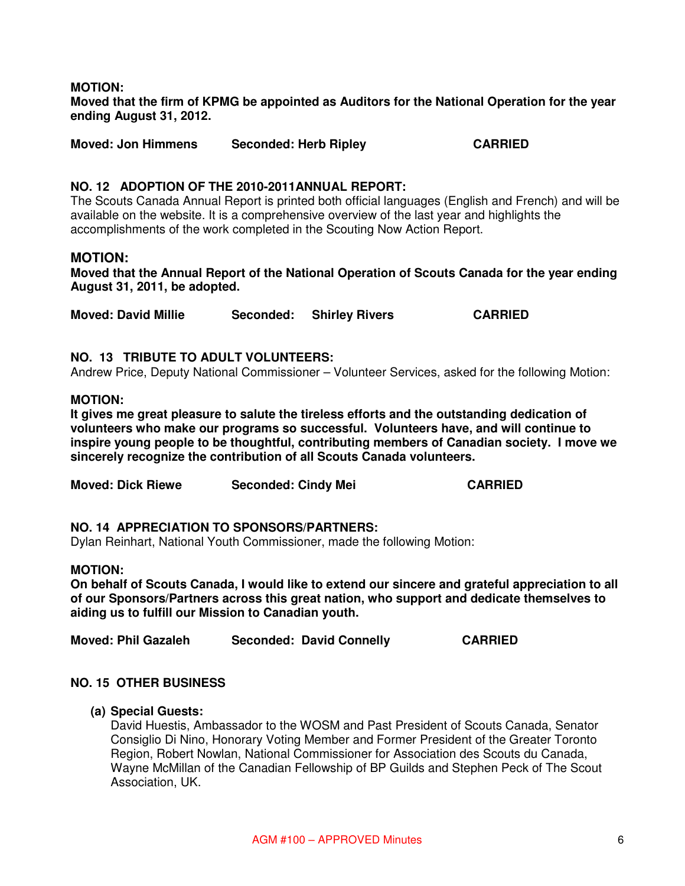**MOTION:**
**Moved that the firm of KPMG be appointed as Auditors for the National Operation for the year ending August 31, 2012.**

**Moved: Jon Himmens        Seconded: Herb Ripley        CARRIED**

### NO. 12 ADOPTION OF THE 2010-2011ANNUAL REPORT:

The Scouts Canada Annual Report is printed both official languages (English and French) and will be available on the website. It is a comprehensive overview of the last year and highlights the accomplishments of the work completed in the Scouting Now Action Report.

**MOTION:**
**Moved that the Annual Report of the National Operation of Scouts Canada for the year ending August 31, 2011, be adopted.**

**Moved: David Millie        Seconded: Shirley Rivers        CARRIED**

### NO. 13 TRIBUTE TO ADULT VOLUNTEERS:

Andrew Price, Deputy National Commissioner – Volunteer Services, asked for the following Motion:

**MOTION:**
**It gives me great pleasure to salute the tireless efforts and the outstanding dedication of volunteers who make our programs so successful. Volunteers have, and will continue to inspire young people to be thoughtful, contributing members of Canadian society. I move we sincerely recognize the contribution of all Scouts Canada volunteers.**

**Moved: Dick Riewe        Seconded: Cindy Mei        CARRIED**

### NO. 14 APPRECIATION TO SPONSORS/PARTNERS:

Dylan Reinhart, National Youth Commissioner, made the following Motion:

**MOTION:**
**On behalf of Scouts Canada, I would like to extend our sincere and grateful appreciation to all of our Sponsors/Partners across this great nation, who support and dedicate themselves to aiding us to fulfill our Mission to Canadian youth.**

**Moved: Phil Gazaleh        Seconded: David Connelly        CARRIED**

### NO. 15 OTHER BUSINESS

**(a) Special Guests:**
David Huestis, Ambassador to the WOSM and Past President of Scouts Canada, Senator Consiglio Di Nino, Honorary Voting Member and Former President of the Greater Toronto Region, Robert Nowlan, National Commissioner for Association des Scouts du Canada, Wayne McMillan of the Canadian Fellowship of BP Guilds and Stephen Peck of The Scout Association, UK.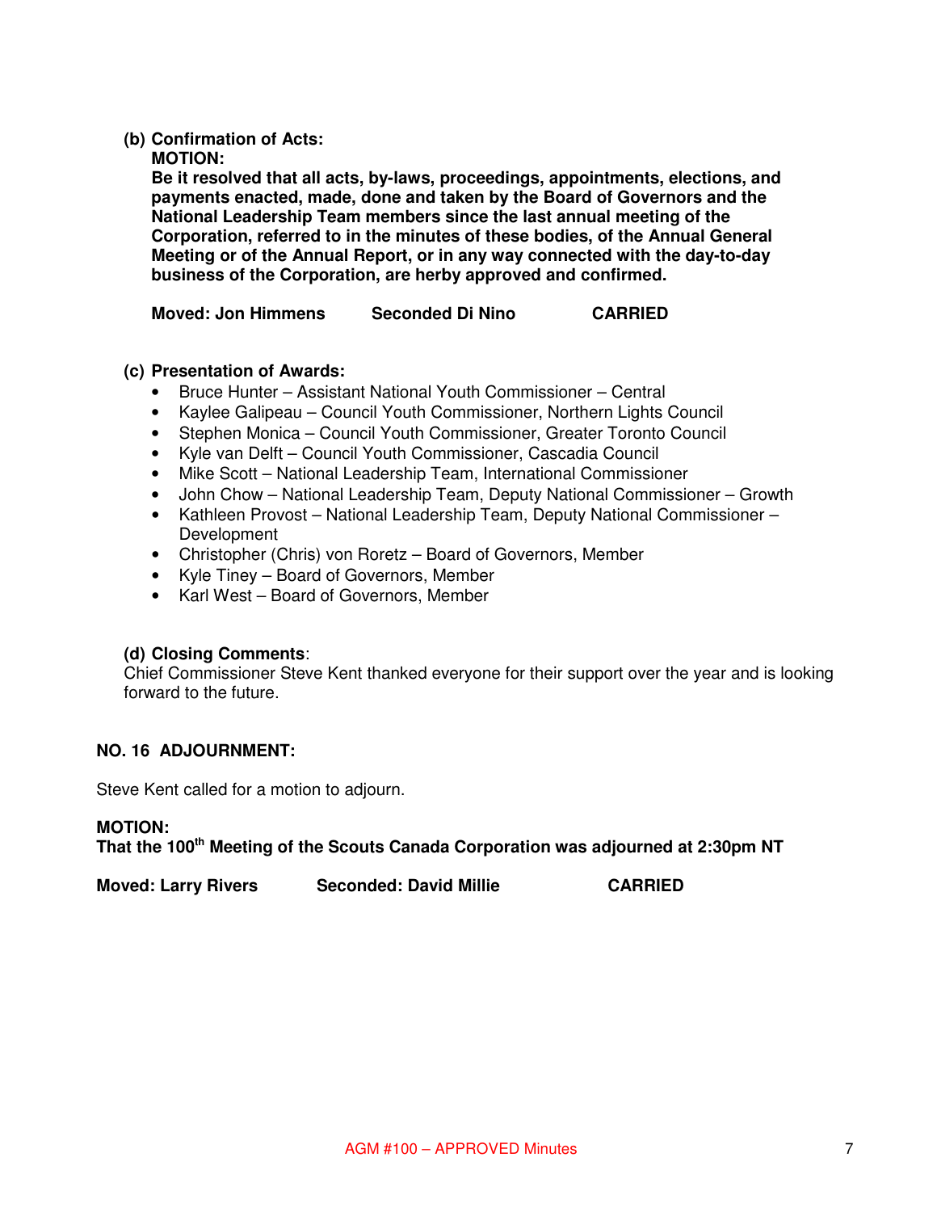**(b) Confirmation of Acts:**

**MOTION:**

**Be it resolved that all acts, by-laws, proceedings, appointments, elections, and payments enacted, made, done and taken by the Board of Governors and the National Leadership Team members since the last annual meeting of the Corporation, referred to in the minutes of these bodies, of the Annual General Meeting or of the Annual Report, or in any way connected with the day-to-day business of the Corporation, are herby approved and confirmed.**

**Moved: Jon Himmens     Seconded Di Nino     CARRIED**

**(c) Presentation of Awards:**

- Bruce Hunter – Assistant National Youth Commissioner – Central
- Kaylee Galipeau – Council Youth Commissioner, Northern Lights Council
- Stephen Monica – Council Youth Commissioner, Greater Toronto Council
- Kyle van Delft – Council Youth Commissioner, Cascadia Council
- Mike Scott – National Leadership Team, International Commissioner
- John Chow – National Leadership Team, Deputy National Commissioner – Growth
- Kathleen Provost – National Leadership Team, Deputy National Commissioner – Development
- Christopher (Chris) von Roretz – Board of Governors, Member
- Kyle Tiney – Board of Governors, Member
- Karl West – Board of Governors, Member

**(d) Closing Comments**:

Chief Commissioner Steve Kent thanked everyone for their support over the year and is looking forward to the future.

**NO. 16 ADJOURNMENT:**

Steve Kent called for a motion to adjourn.

**MOTION:**

**That the 100th Meeting of the Scouts Canada Corporation was adjourned at 2:30pm NT**

**Moved: Larry Rivers     Seconded: David Millie     CARRIED**